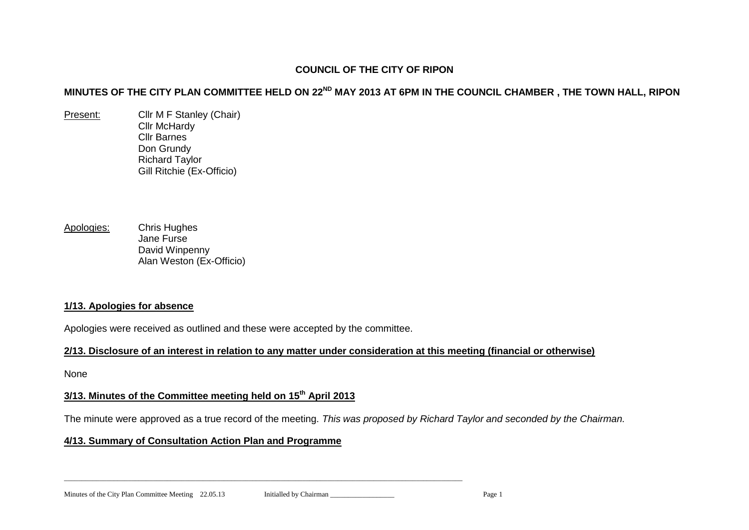# COUNCIL OF THE CITY OF RIPON

## MINUTES OF THE CITY PLAN COMMITTEE HELD ON 22ND MAY 2013 AT 6PM IN THE COUNCIL CHAMBER , THE TOWN HALL, RIPON

Present: Cllr M F Stanley (Chair)
Cllr McHardy
Cllr Barnes
Don Grundy
Richard Taylor
Gill Ritchie (Ex-Officio)

Apologies: Chris Hughes
Jane Furse
David Winpenny
Alan Weston (Ex-Officio)

### 1/13. Apologies for absence

Apologies were received as outlined and these were accepted by the committee.

### 2/13. Disclosure of an interest in relation to any matter under consideration at this meeting (financial or otherwise)

None

### 3/13. Minutes of the Committee meeting held on 15th April 2013

The minute were approved as a true record of the meeting. *This was proposed by Richard Taylor and seconded by the Chairman.*

### 4/13. Summary of Consultation Action Plan and Programme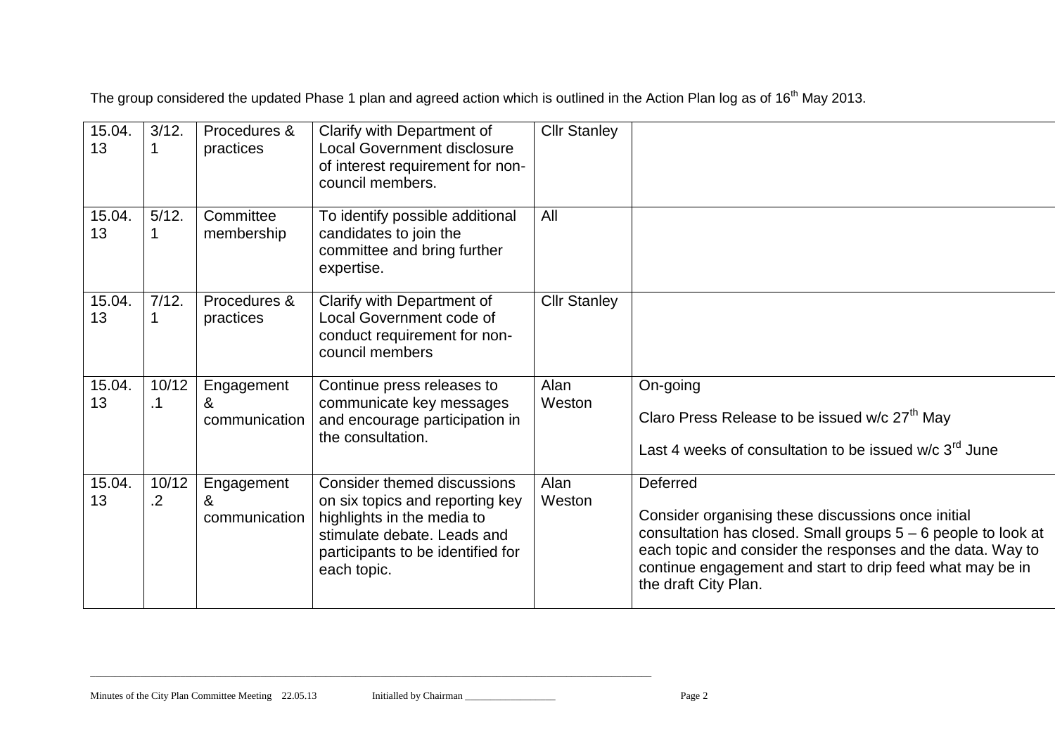The group considered the updated Phase 1 plan and agreed action which is outlined in the Action Plan log as of 16th May 2013.

| | | | | | |
|---|---|---|---|---|---|
| 15.04.13 | 3/12.1 | Procedures & practices | Clarify with Department of Local Government disclosure of interest requirement for non-council members. | Cllr Stanley | |
| 15.04.13 | 5/12.1 | Committee membership | To identify possible additional candidates to join the committee and bring further expertise. | All | |
| 15.04.13 | 7/12.1 | Procedures & practices | Clarify with Department of Local Government code of conduct requirement for non-council members | Cllr Stanley | |
| 15.04.13 | 10/12.1 | Engagement & communication | Continue press releases to communicate key messages and encourage participation in the consultation. | Alan Weston | On-going<br><br>Claro Press Release to be issued w/c 27th May<br><br>Last 4 weeks of consultation to be issued w/c 3rd June |
| 15.04.13 | 10/12.2 | Engagement & communication | Consider themed discussions on six topics and reporting key highlights in the media to stimulate debate. Leads and participants to be identified for each topic. | Alan Weston | Deferred<br><br>Consider organising these discussions once initial consultation has closed. Small groups 5 – 6 people to look at each topic and consider the responses and the data. Way to continue engagement and start to drip feed what may be in the draft City Plan. |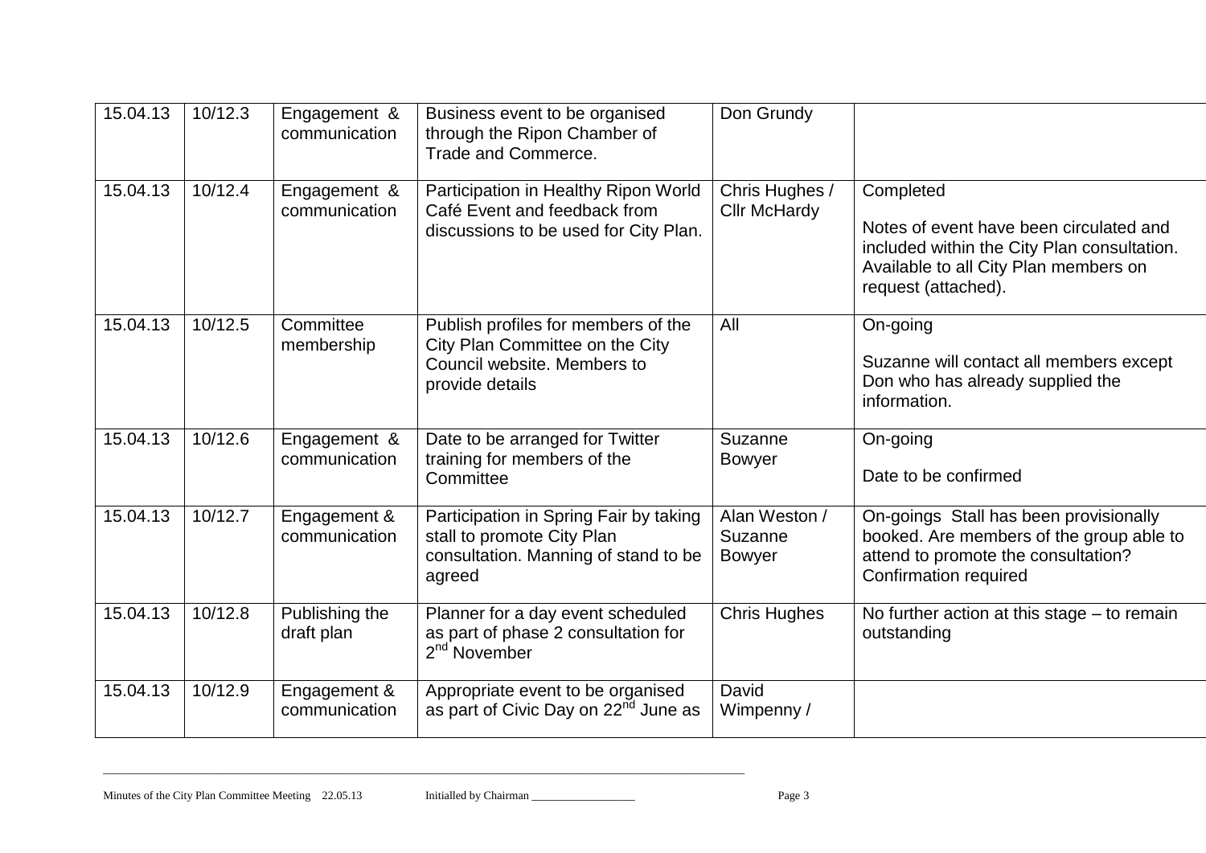| 15.04.13 | 10/12.3 | Engagement & communication | Business event to be organised through the Ripon Chamber of Trade and Commerce. | Don Grundy | |
|---|---|---|---|---|---|
| 15.04.13 | 10/12.4 | Engagement & communication | Participation in Healthy Ripon World Café Event and feedback from discussions to be used for City Plan. | Chris Hughes / Cllr McHardy | Completed<br><br>Notes of event have been circulated and included within the City Plan consultation. Available to all City Plan members on request (attached). |
| 15.04.13 | 10/12.5 | Committee membership | Publish profiles for members of the City Plan Committee on the City Council website. Members to provide details | All | On-going<br><br>Suzanne will contact all members except Don who has already supplied the information. |
| 15.04.13 | 10/12.6 | Engagement & communication | Date to be arranged for Twitter training for members of the Committee | Suzanne Bowyer | On-going<br><br>Date to be confirmed |
| 15.04.13 | 10/12.7 | Engagement & communication | Participation in Spring Fair by taking stall to promote City Plan consultation. Manning of stand to be agreed | Alan Weston / Suzanne Bowyer | On-goings Stall has been provisionally booked. Are members of the group able to attend to promote the consultation? Confirmation required |
| 15.04.13 | 10/12.8 | Publishing the draft plan | Planner for a day event scheduled as part of phase 2 consultation for 2nd November | Chris Hughes | No further action at this stage – to remain outstanding |
| 15.04.13 | 10/12.9 | Engagement & communication | Appropriate event to be organised as part of Civic Day on 22nd June as | David Wimpenny / | |

Minutes of the City Plan Committee Meeting 22.05.13 Initialled by Chairman __________________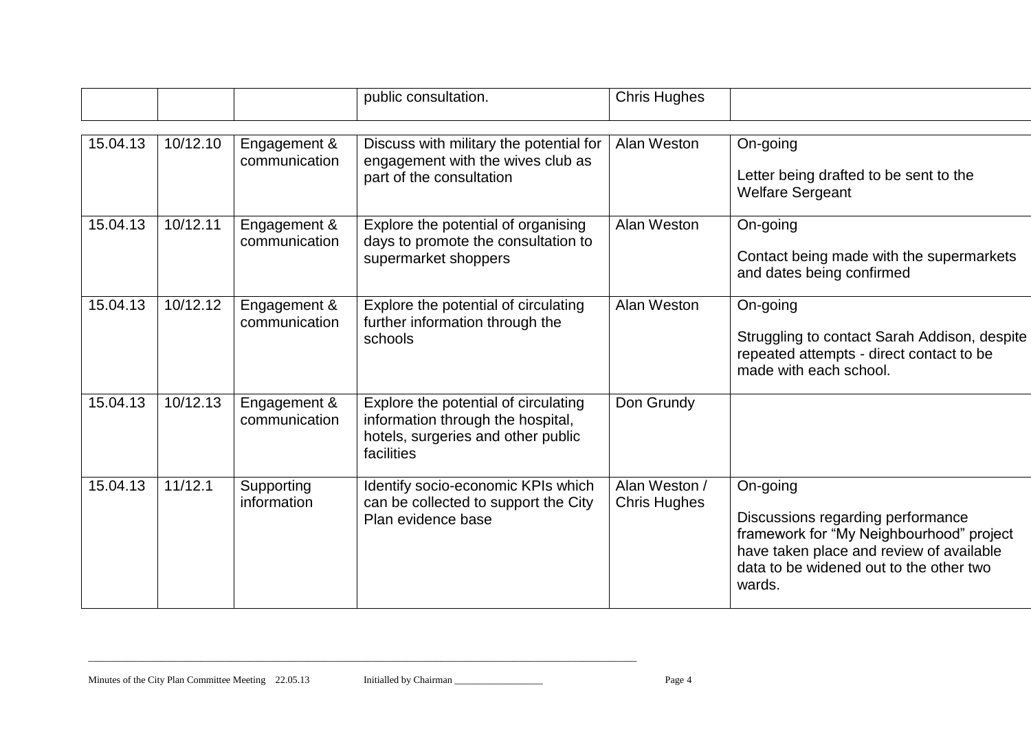| | | | public consultation. | Chris Hughes | |
|---|---|---|---|---|---|
| 15.04.13 | 10/12.10 | Engagement & communication | Discuss with military the potential for engagement with the wives club as part of the consultation | Alan Weston | On-going<br><br>Letter being drafted to be sent to the Welfare Sergeant |
| 15.04.13 | 10/12.11 | Engagement & communication | Explore the potential of organising days to promote the consultation to supermarket shoppers | Alan Weston | On-going<br><br>Contact being made with the supermarkets and dates being confirmed |
| 15.04.13 | 10/12.12 | Engagement & communication | Explore the potential of circulating further information through the schools | Alan Weston | On-going<br><br>Struggling to contact Sarah Addison, despite repeated attempts - direct contact to be made with each school. |
| 15.04.13 | 10/12.13 | Engagement & communication | Explore the potential of circulating information through the hospital, hotels, surgeries and other public facilities | Don Grundy | |
| 15.04.13 | 11/12.1 | Supporting information | Identify socio-economic KPIs which can be collected to support the City Plan evidence base | Alan Weston / Chris Hughes | On-going<br><br>Discussions regarding performance framework for “My Neighbourhood” project have taken place and review of available data to be widened out to the other two wards. |

Minutes of the City Plan Committee Meeting 22.05.13 Initialled by Chairman ___________________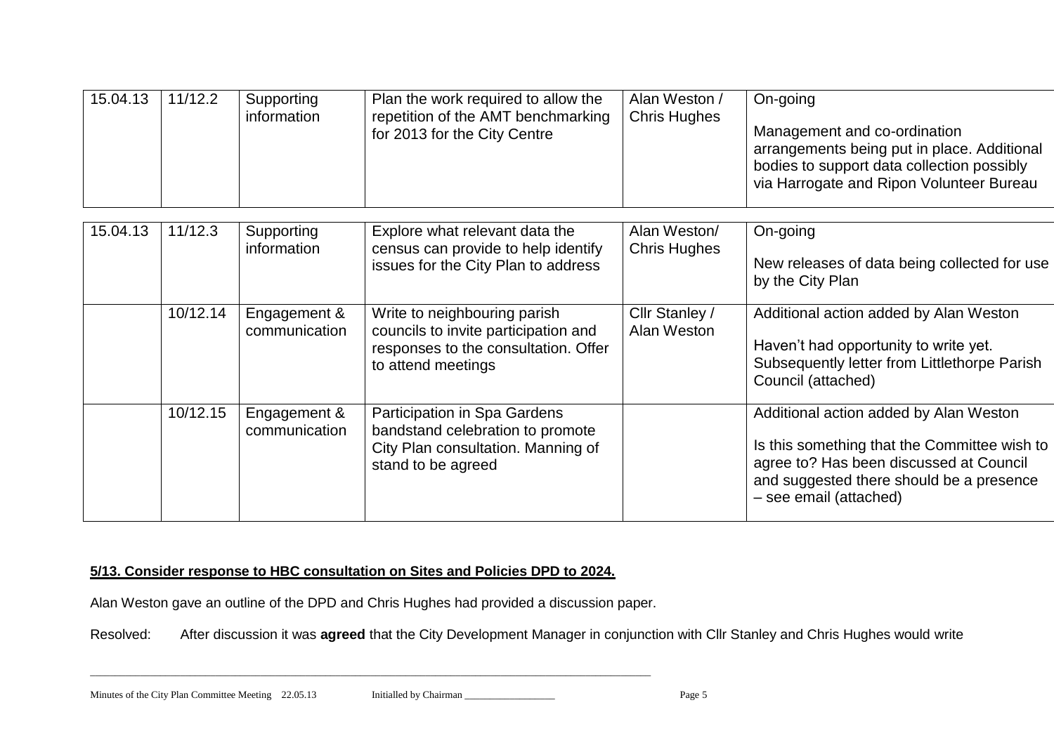| 15.04.13 | 11/12.2 | Supporting information | Plan the work required to allow the repetition of the AMT benchmarking for 2013 for the City Centre | Alan Weston / Chris Hughes | On-going<br><br>Management and co-ordination arrangements being put in place. Additional bodies to support data collection possibly via Harrogate and Ripon Volunteer Bureau |
|---|---|---|---|---|---|
| 15.04.13 | 11/12.3 | Supporting information | Explore what relevant data the census can provide to help identify issues for the City Plan to address | Alan Weston/ Chris Hughes | On-going<br><br>New releases of data being collected for use by the City Plan |
| | 10/12.14 | Engagement & communication | Write to neighbouring parish councils to invite participation and responses to the consultation. Offer to attend meetings | Cllr Stanley / Alan Weston | Additional action added by Alan Weston<br><br>Haven't had opportunity to write yet. Subsequently letter from Littlethorpe Parish Council (attached) |
| | 10/12.15 | Engagement & communication | Participation in Spa Gardens bandstand celebration to promote City Plan consultation. Manning of stand to be agreed | | Additional action added by Alan Weston<br><br>Is this something that the Committee wish to agree to? Has been discussed at Council and suggested there should be a presence – see email (attached) |

**5/13. Consider response to HBC consultation on Sites and Policies DPD to 2024.**

Alan Weston gave an outline of the DPD and Chris Hughes had provided a discussion paper.

Resolved: After discussion it was **agreed** that the City Development Manager in conjunction with Cllr Stanley and Chris Hughes would write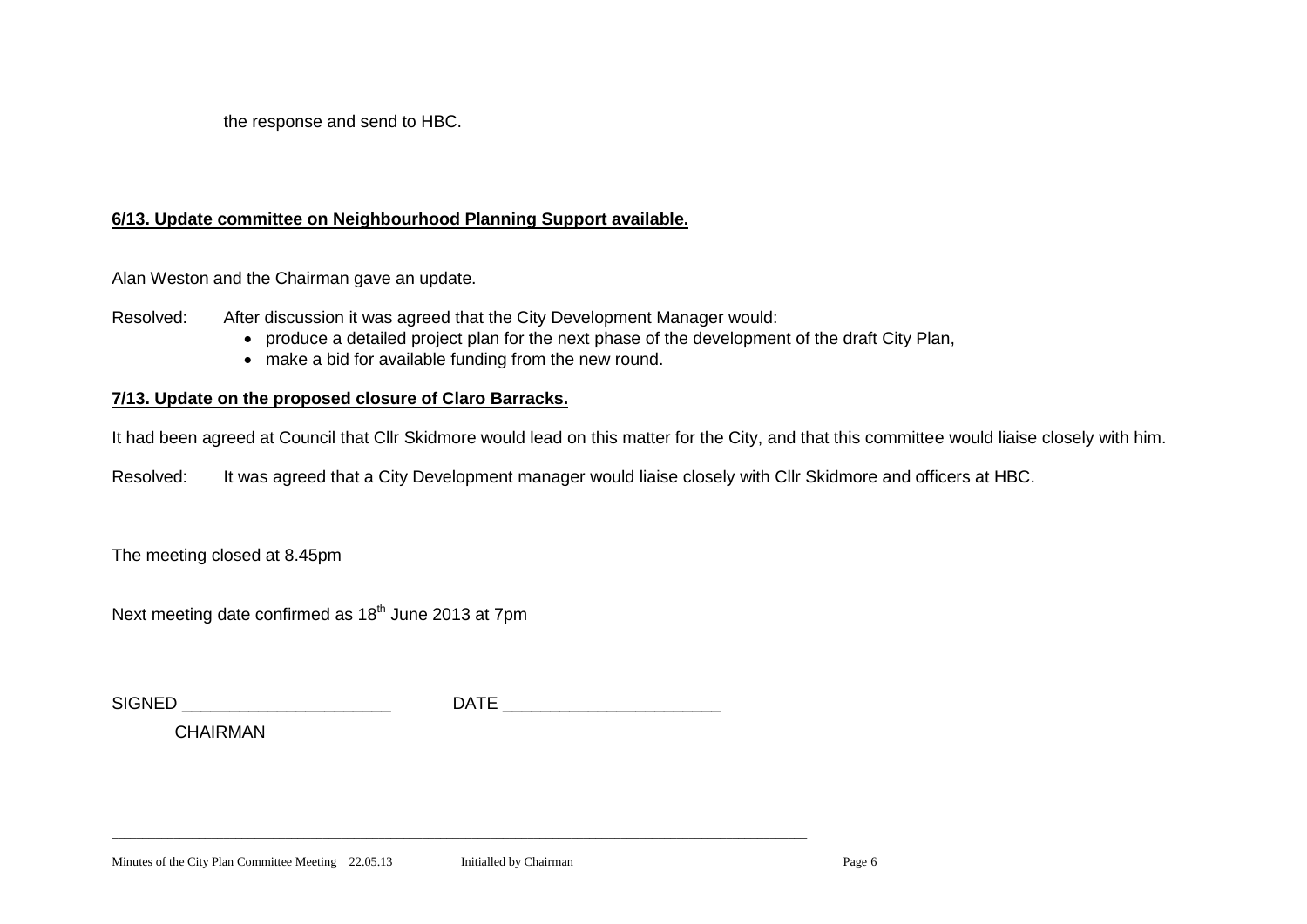the response and send to HBC.

**6/13. Update committee on Neighbourhood Planning Support available.**

Alan Weston and the Chairman gave an update.

Resolved: After discussion it was agreed that the City Development Manager would:

- produce a detailed project plan for the next phase of the development of the draft City Plan,
- make a bid for available funding from the new round.

**7/13. Update on the proposed closure of Claro Barracks.**

It had been agreed at Council that Cllr Skidmore would lead on this matter for the City, and that this committee would liaise closely with him.

Resolved: It was agreed that a City Development manager would liaise closely with Cllr Skidmore and officers at HBC.

The meeting closed at 8.45pm

Next meeting date confirmed as 18th June 2013 at 7pm

SIGNED ______________________ DATE ______________________

CHAIRMAN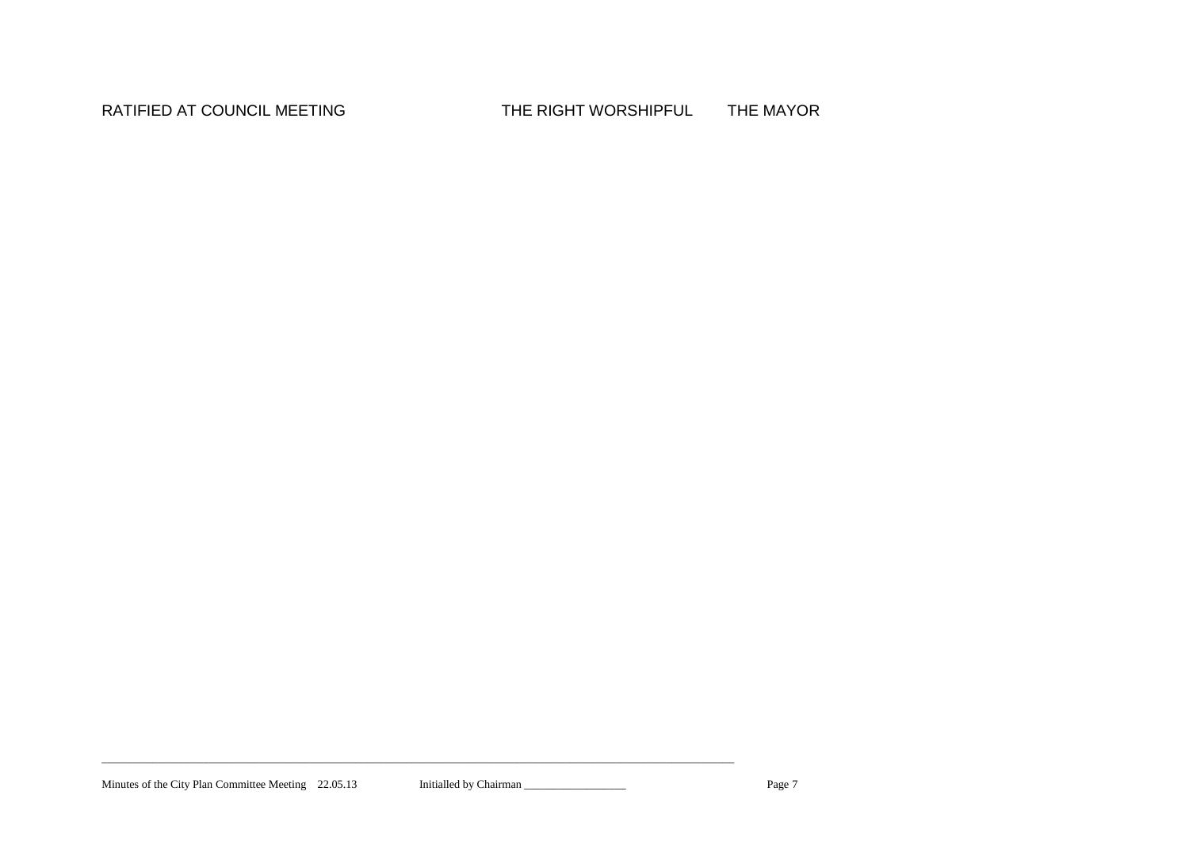RATIFIED AT COUNCIL MEETING THE RIGHT WORSHIPFUL THE MAYOR